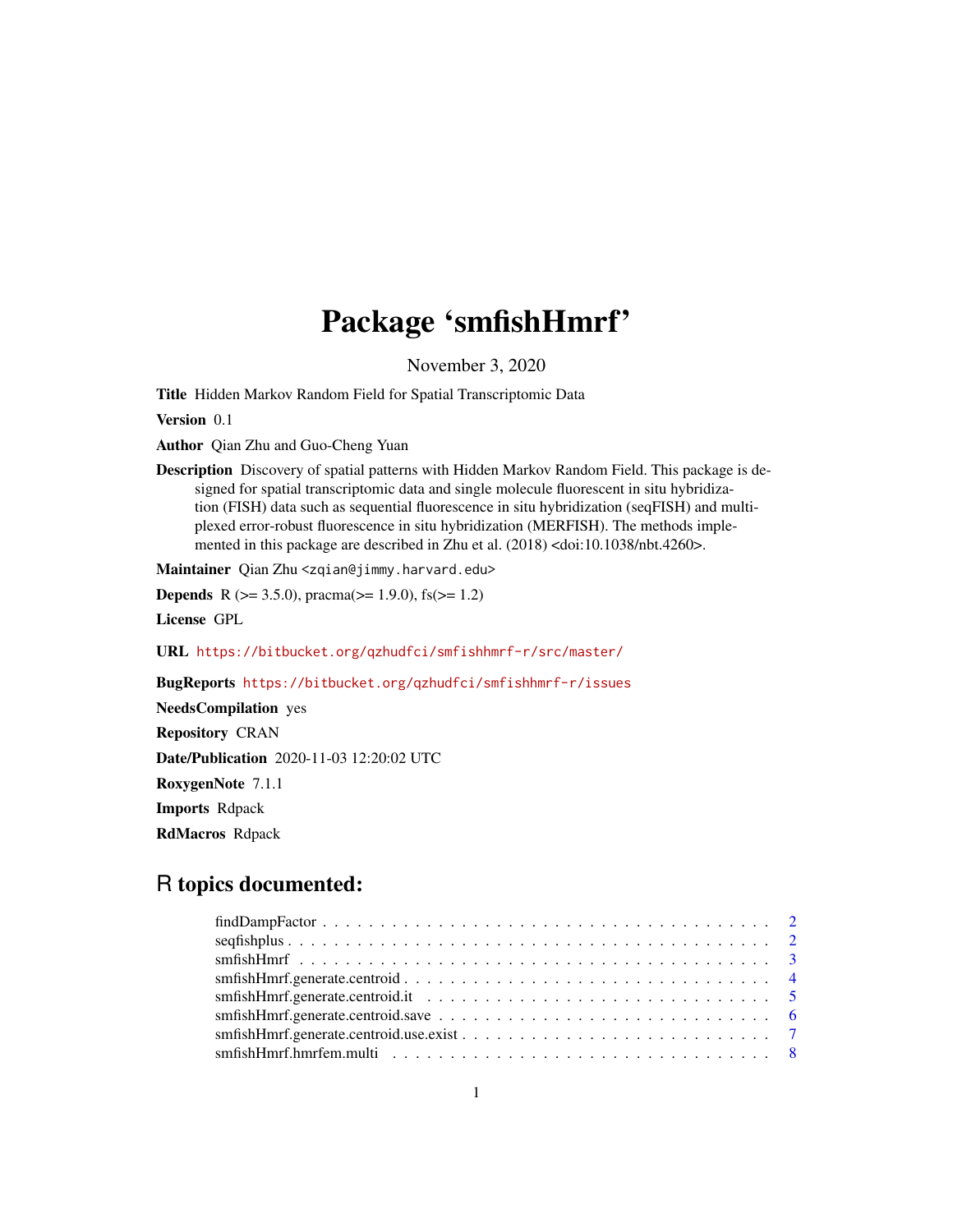# Package 'smfishHmrf'

November 3, 2020

**Title** Hidden Markov Random Field for Spatial Transcriptomic Data

**Version** 0.1

**Author** Qian Zhu and Guo-Cheng Yuan

**Description** Discovery of spatial patterns with Hidden Markov Random Field. This package is designed for spatial transcriptomic data and single molecule fluorescent in situ hybridization (FISH) data such as sequential fluorescence in situ hybridization (seqFISH) and multiplexed error-robust fluorescence in situ hybridization (MERFISH). The methods implemented in this package are described in Zhu et al. (2018) <doi:10.1038/nbt.4260>.

**Maintainer** Qian Zhu <zqian@jimmy.harvard.edu>

**Depends** R (>= 3.5.0), pracma(>= 1.9.0), fs(>= 1.2)

**License** GPL

**URL** https://bitbucket.org/qzhudfci/smfishhmrf-r/src/master/

**BugReports** https://bitbucket.org/qzhudfci/smfishhmrf-r/issues

**NeedsCompilation** yes

**Repository** CRAN

**Date/Publication** 2020-11-03 12:20:02 UTC

**RoxygenNote** 7.1.1

**Imports** Rdpack

**RdMacros** Rdpack

## R topics documented:

- findDampFactor . . . . . . . . . . . . . . . . . . . . . . . . . . . . . . . . . . . . . . 2
- seqfishplus . . . . . . . . . . . . . . . . . . . . . . . . . . . . . . . . . . . . . . . . 2
- smfishHmrf . . . . . . . . . . . . . . . . . . . . . . . . . . . . . . . . . . . . . . . . 3
- smfishHmrf.generate.centroid . . . . . . . . . . . . . . . . . . . . . . . . . . . . . . . 4
- smfishHmrf.generate.centroid.it . . . . . . . . . . . . . . . . . . . . . . . . . . . . . . 5
- smfishHmrf.generate.centroid.save . . . . . . . . . . . . . . . . . . . . . . . . . . . . . 6
- smfishHmrf.generate.centroid.use.exist . . . . . . . . . . . . . . . . . . . . . . . . . . 7
- smfishHmrf.hmrfem.multi . . . . . . . . . . . . . . . . . . . . . . . . . . . . . . . . . 8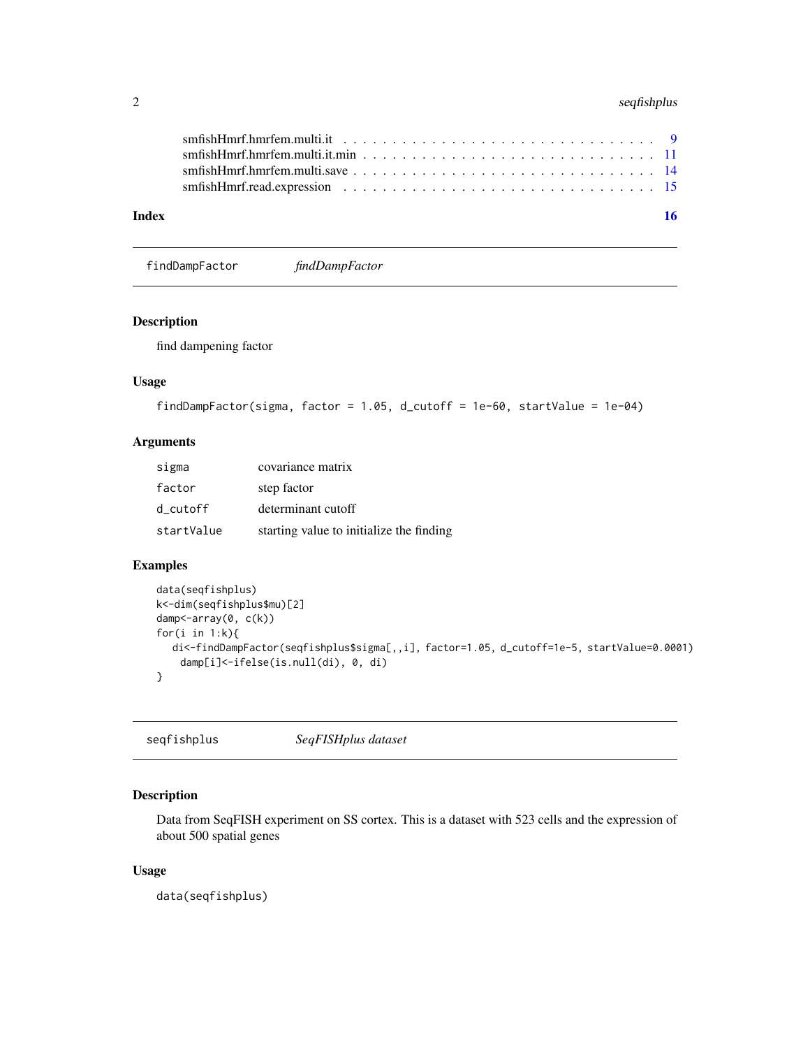smfishHmrf.hmrfem.multi.it . . . . . . . . . . . . . . . . . . . . . . . . . . . . . 9
smfishHmrf.hmrfem.multi.it.min . . . . . . . . . . . . . . . . . . . . . . . . . . . 11
smfishHmrf.hmrfem.multi.save . . . . . . . . . . . . . . . . . . . . . . . . . . . . 14
smfishHmrf.read.expression . . . . . . . . . . . . . . . . . . . . . . . . . . . . . 15

**Index** **16**

---

## findDampFactor *findDampFactor*

---

### Description

find dampening factor

### Usage

```
findDampFactor(sigma, factor = 1.05, d_cutoff = 1e-60, startValue = 1e-04)
```

### Arguments

| | |
|---|---|
| `sigma` | covariance matrix |
| `factor` | step factor |
| `d_cutoff` | determinant cutoff |
| `startValue` | starting value to initialize the finding |

### Examples

```
data(seqfishplus)
k<-dim(seqfishplus$mu)[2]
damp<-array(0, c(k))
for(i in 1:k){
   di<-findDampFactor(seqfishplus$sigma[,,i], factor=1.05, d_cutoff=1e-5, startValue=0.0001)
     damp[i]<-ifelse(is.null(di), 0, di)
}
```

---

## seqfishplus *SeqFISHplus dataset*

---

### Description

Data from SeqFISH experiment on SS cortex. This is a dataset with 523 cells and the expression of about 500 spatial genes

### Usage

```
data(seqfishplus)
```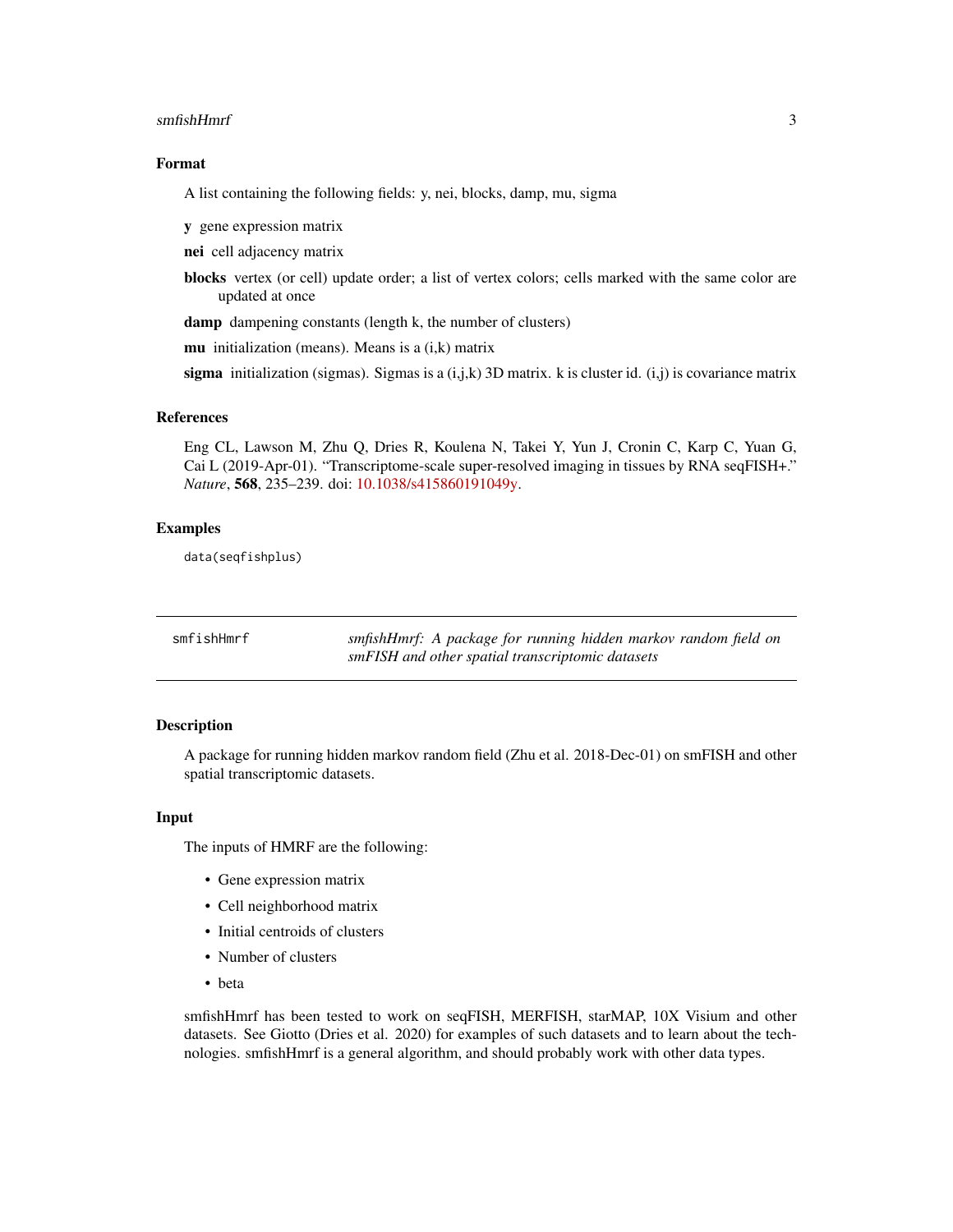## Format

A list containing the following fields: y, nei, blocks, damp, mu, sigma

**y** gene expression matrix

**nei** cell adjacency matrix

**blocks** vertex (or cell) update order; a list of vertex colors; cells marked with the same color are updated at once

**damp** dampening constants (length k, the number of clusters)

**mu** initialization (means). Means is a (i,k) matrix

**sigma** initialization (sigmas). Sigmas is a (i,j,k) 3D matrix. k is cluster id. (i,j) is covariance matrix

## References

Eng CL, Lawson M, Zhu Q, Dries R, Koulena N, Takei Y, Yun J, Cronin C, Karp C, Yuan G, Cai L (2019-Apr-01). "Transcriptome-scale super-resolved imaging in tissues by RNA seqFISH+." *Nature*, **568**, 235–239. doi: 10.1038/s415860191049y.

## Examples

```
data(seqfishplus)
```

---

# smfishHmrf — *smfishHmrf: A package for running hidden markov random field on smFISH and other spatial transcriptomic datasets*

## Description

A package for running hidden markov random field (Zhu et al. 2018-Dec-01) on smFISH and other spatial transcriptomic datasets.

## Input

The inputs of HMRF are the following:

- Gene expression matrix
- Cell neighborhood matrix
- Initial centroids of clusters
- Number of clusters
- beta

smfishHmrf has been tested to work on seqFISH, MERFISH, starMAP, 10X Visium and other datasets. See Giotto (Dries et al. 2020) for examples of such datasets and to learn about the technologies. smfishHmrf is a general algorithm, and should probably work with other data types.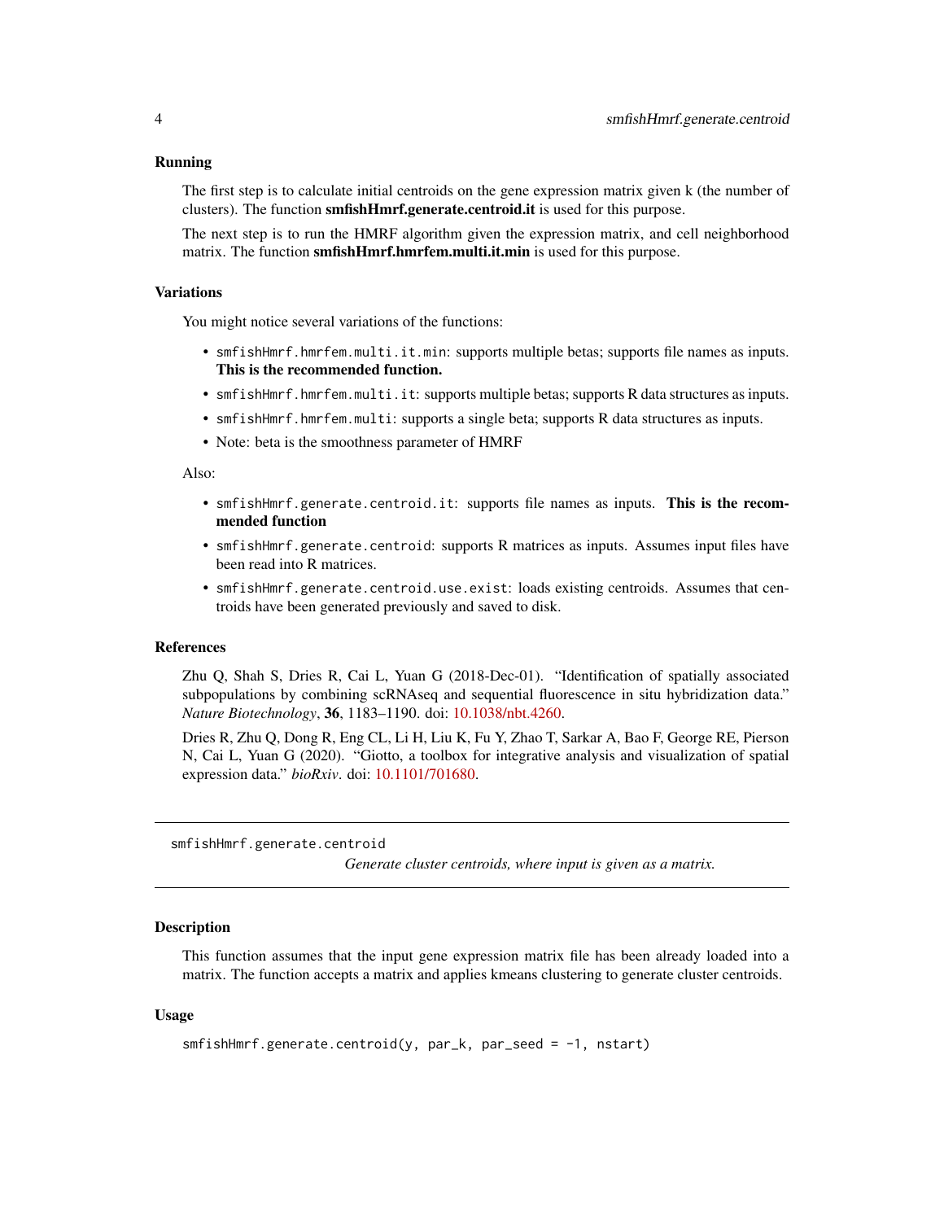### Running

The first step is to calculate initial centroids on the gene expression matrix given k (the number of clusters). The function **smfishHmrf.generate.centroid.it** is used for this purpose.

The next step is to run the HMRF algorithm given the expression matrix, and cell neighborhood matrix. The function **smfishHmrf.hmrfem.multi.it.min** is used for this purpose.

### Variations

You might notice several variations of the functions:

- `smfishHmrf.hmrfem.multi.it.min`: supports multiple betas; supports file names as inputs. **This is the recommended function.**
- `smfishHmrf.hmrfem.multi.it`: supports multiple betas; supports R data structures as inputs.
- `smfishHmrf.hmrfem.multi`: supports a single beta; supports R data structures as inputs.
- Note: beta is the smoothness parameter of HMRF

Also:

- `smfishHmrf.generate.centroid.it`: supports file names as inputs. **This is the recommended function**
- `smfishHmrf.generate.centroid`: supports R matrices as inputs. Assumes input files have been read into R matrices.
- `smfishHmrf.generate.centroid.use.exist`: loads existing centroids. Assumes that centroids have been generated previously and saved to disk.

### References

Zhu Q, Shah S, Dries R, Cai L, Yuan G (2018-Dec-01). "Identification of spatially associated subpopulations by combining scRNAseq and sequential fluorescence in situ hybridization data." *Nature Biotechnology*, **36**, 1183–1190. doi: 10.1038/nbt.4260.

Dries R, Zhu Q, Dong R, Eng CL, Li H, Liu K, Fu Y, Zhao T, Sarkar A, Bao F, George RE, Pierson N, Cai L, Yuan G (2020). "Giotto, a toolbox for integrative analysis and visualization of spatial expression data." *bioRxiv*. doi: 10.1101/701680.

---

## smfishHmrf.generate.centroid

*Generate cluster centroids, where input is given as a matrix.*

---

### Description

This function assumes that the input gene expression matrix file has been already loaded into a matrix. The function accepts a matrix and applies kmeans clustering to generate cluster centroids.

### Usage

```
smfishHmrf.generate.centroid(y, par_k, par_seed = -1, nstart)
```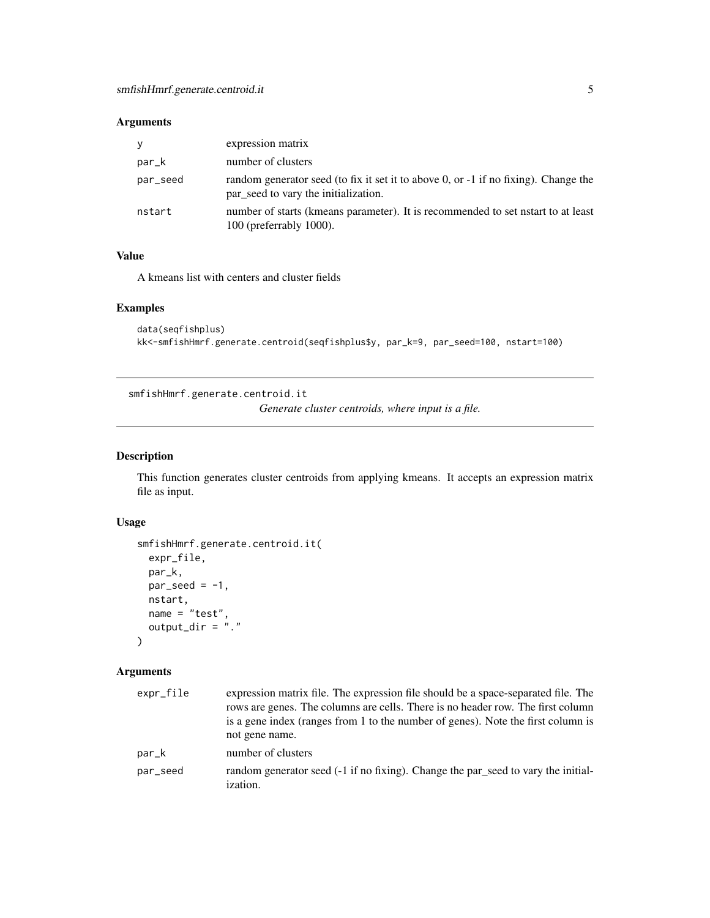### Arguments

| | |
|---|---|
| y | expression matrix |
| par_k | number of clusters |
| par_seed | random generator seed (to fix it set it to above 0, or -1 if no fixing). Change the par_seed to vary the initialization. |
| nstart | number of starts (kmeans parameter). It is recommended to set nstart to at least 100 (preferrably 1000). |

### Value

A kmeans list with centers and cluster fields

### Examples

```
data(seqfishplus)
kk<-smfishHmrf.generate.centroid(seqfishplus$y, par_k=9, par_seed=100, nstart=100)
```

---

## smfishHmrf.generate.centroid.it

*Generate cluster centroids, where input is a file.*

---

### Description

This function generates cluster centroids from applying kmeans. It accepts an expression matrix file as input.

### Usage

```
smfishHmrf.generate.centroid.it(
  expr_file,
  par_k,
  par_seed = -1,
  nstart,
  name = "test",
  output_dir = "."
)
```

### Arguments

| | |
|---|---|
| expr_file | expression matrix file. The expression file should be a space-separated file. The rows are genes. The columns are cells. There is no header row. The first column is a gene index (ranges from 1 to the number of genes). Note the first column is not gene name. |
| par_k | number of clusters |
| par_seed | random generator seed (-1 if no fixing). Change the par_seed to vary the initialization. |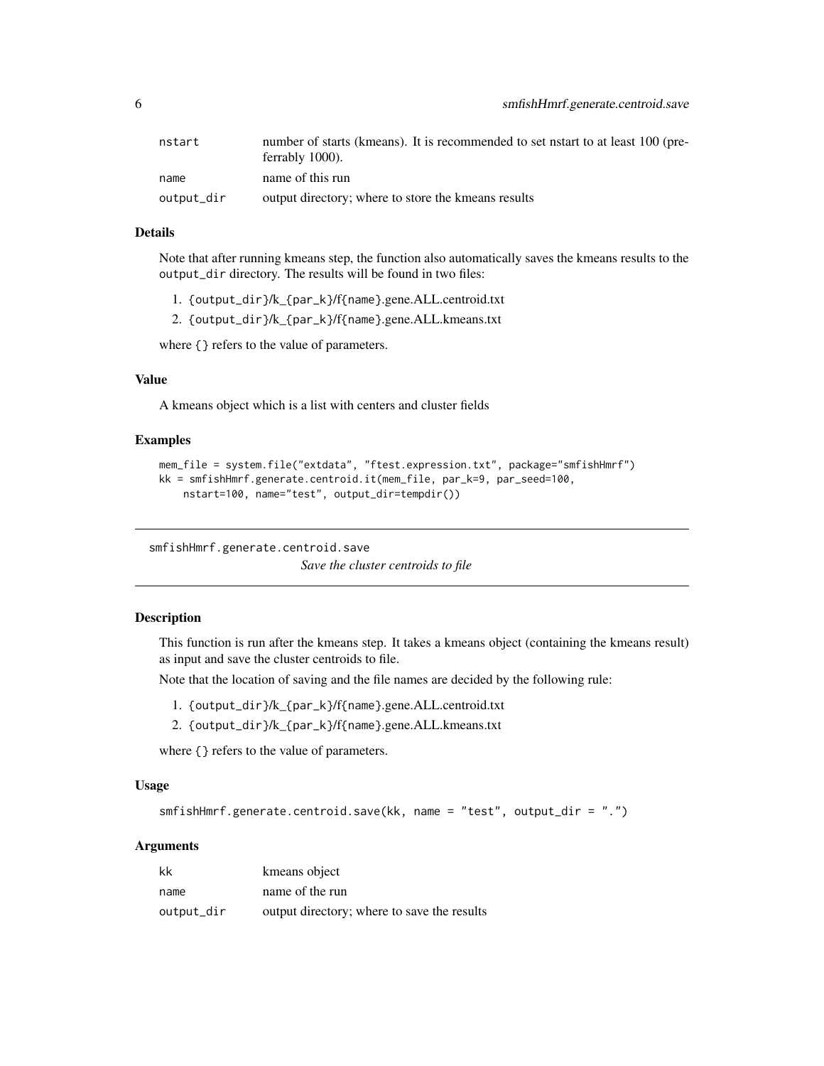| | |
|---|---|
| nstart | number of starts (kmeans). It is recommended to set nstart to at least 100 (preferrably 1000). |
| name | name of this run |
| output_dir | output directory; where to store the kmeans results |

### Details

Note that after running kmeans step, the function also automatically saves the kmeans results to the output_dir directory. The results will be found in two files:

1. {output_dir}/k_{par_k}/f{name}.gene.ALL.centroid.txt
2. {output_dir}/k_{par_k}/f{name}.gene.ALL.kmeans.txt

where {} refers to the value of parameters.

### Value

A kmeans object which is a list with centers and cluster fields

### Examples

```
mem_file = system.file("extdata", "ftest.expression.txt", package="smfishHmrf")
kk = smfishHmrf.generate.centroid.it(mem_file, par_k=9, par_seed=100,
    nstart=100, name="test", output_dir=tempdir())
```

---

## smfishHmrf.generate.centroid.save

*Save the cluster centroids to file*

---

### Description

This function is run after the kmeans step. It takes a kmeans object (containing the kmeans result) as input and save the cluster centroids to file.

Note that the location of saving and the file names are decided by the following rule:

1. {output_dir}/k_{par_k}/f{name}.gene.ALL.centroid.txt
2. {output_dir}/k_{par_k}/f{name}.gene.ALL.kmeans.txt

where {} refers to the value of parameters.

### Usage

```
smfishHmrf.generate.centroid.save(kk, name = "test", output_dir = ".")
```

### Arguments

| | |
|---|---|
| kk | kmeans object |
| name | name of the run |
| output_dir | output directory; where to save the results |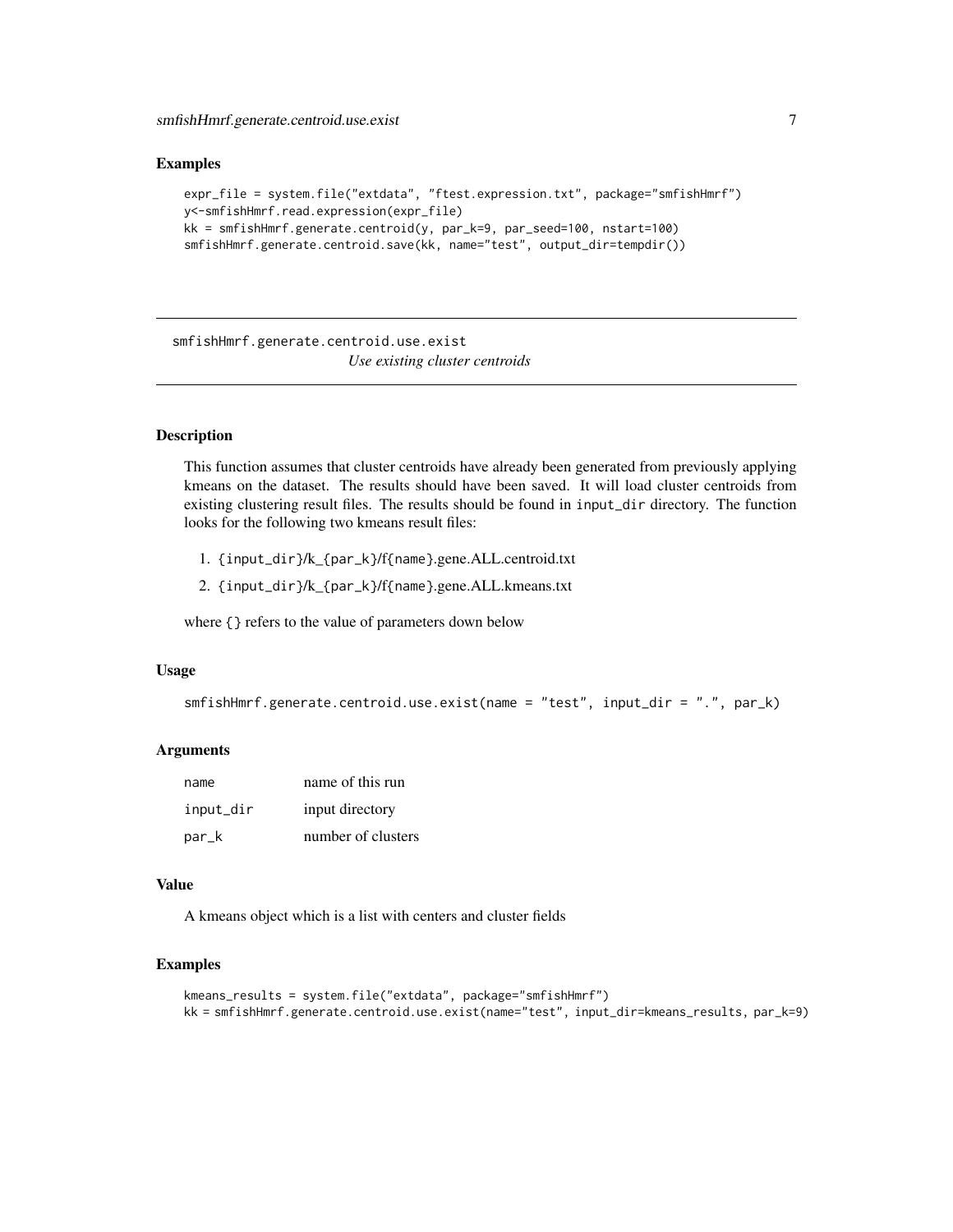### Examples

```
expr_file = system.file("extdata", "ftest.expression.txt", package="smfishHmrf")
y<-smfishHmrf.read.expression(expr_file)
kk = smfishHmrf.generate.centroid(y, par_k=9, par_seed=100, nstart=100)
smfishHmrf.generate.centroid.save(kk, name="test", output_dir=tempdir())
```

---

## smfishHmrf.generate.centroid.use.exist

*Use existing cluster centroids*

---

### Description

This function assumes that cluster centroids have already been generated from previously applying kmeans on the dataset. The results should have been saved. It will load cluster centroids from existing clustering result files. The results should be found in `input_dir` directory. The function looks for the following two kmeans result files:

1. {input_dir}/k_{par_k}/f{name}.gene.ALL.centroid.txt
2. {input_dir}/k_{par_k}/f{name}.gene.ALL.kmeans.txt

where {} refers to the value of parameters down below

### Usage

```
smfishHmrf.generate.centroid.use.exist(name = "test", input_dir = ".", par_k)
```

### Arguments

| | |
|---|---|
| name | name of this run |
| input_dir | input directory |
| par_k | number of clusters |

### Value

A kmeans object which is a list with centers and cluster fields

### Examples

```
kmeans_results = system.file("extdata", package="smfishHmrf")
kk = smfishHmrf.generate.centroid.use.exist(name="test", input_dir=kmeans_results, par_k=9)
```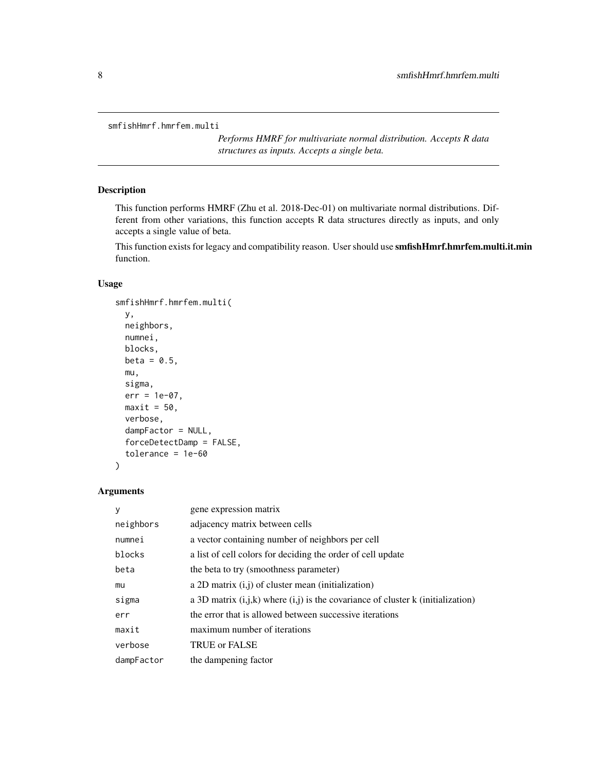smfishHmrf.hmrfem.multi

*Performs HMRF for multivariate normal distribution. Accepts R data structures as inputs. Accepts a single beta.*

## Description

This function performs HMRF (Zhu et al. 2018-Dec-01) on multivariate normal distributions. Different from other variations, this function accepts R data structures directly as inputs, and only accepts a single value of beta.

This function exists for legacy and compatibility reason. User should use **smfishHmrf.hmrfem.multi.it.min** function.

## Usage

```
smfishHmrf.hmrfem.multi(
  y,
  neighbors,
  numnei,
  blocks,
  beta = 0.5,
  mu,
  sigma,
  err = 1e-07,
  maxit = 50,
  verbose,
  dampFactor = NULL,
  forceDetectDamp = FALSE,
  tolerance = 1e-60
)
```

## Arguments

| | |
|---|---|
| y | gene expression matrix |
| neighbors | adjacency matrix between cells |
| numnei | a vector containing number of neighbors per cell |
| blocks | a list of cell colors for deciding the order of cell update |
| beta | the beta to try (smoothness parameter) |
| mu | a 2D matrix (i,j) of cluster mean (initialization) |
| sigma | a 3D matrix (i,j,k) where (i,j) is the covariance of cluster k (initialization) |
| err | the error that is allowed between successive iterations |
| maxit | maximum number of iterations |
| verbose | TRUE or FALSE |
| dampFactor | the dampening factor |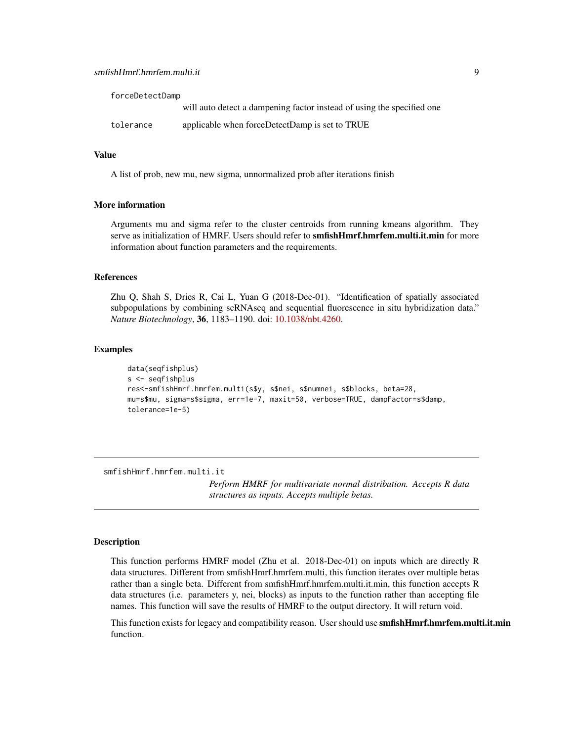forceDetectDamp
: will auto detect a dampening factor instead of using the specified one

tolerance
: applicable when forceDetectDamp is set to TRUE

### Value

A list of prob, new mu, new sigma, unnormalized prob after iterations finish

### More information

Arguments mu and sigma refer to the cluster centroids from running kmeans algorithm. They serve as initialization of HMRF. Users should refer to **smfishHmrf.hmrfem.multi.it.min** for more information about function parameters and the requirements.

### References

Zhu Q, Shah S, Dries R, Cai L, Yuan G (2018-Dec-01). "Identification of spatially associated subpopulations by combining scRNAseq and sequential fluorescence in situ hybridization data." *Nature Biotechnology*, **36**, 1183–1190. doi: 10.1038/nbt.4260.

### Examples

```
data(seqfishplus)
s <- seqfishplus
res<-smfishHmrf.hmrfem.multi(s$y, s$nei, s$numnei, s$blocks, beta=28,
mu=s$mu, sigma=s$sigma, err=1e-7, maxit=50, verbose=TRUE, dampFactor=s$damp,
tolerance=1e-5)
```

---

## smfishHmrf.hmrfem.multi.it

*Perform HMRF for multivariate normal distribution. Accepts R data structures as inputs. Accepts multiple betas.*

---

### Description

This function performs HMRF model (Zhu et al. 2018-Dec-01) on inputs which are directly R data structures. Different from smfishHmrf.hmrfem.multi, this function iterates over multiple betas rather than a single beta. Different from smfishHmrf.hmrfem.multi.it.min, this function accepts R data structures (i.e. parameters y, nei, blocks) as inputs to the function rather than accepting file names. This function will save the results of HMRF to the output directory. It will return void.

This function exists for legacy and compatibility reason. User should use **smfishHmrf.hmrfem.multi.it.min** function.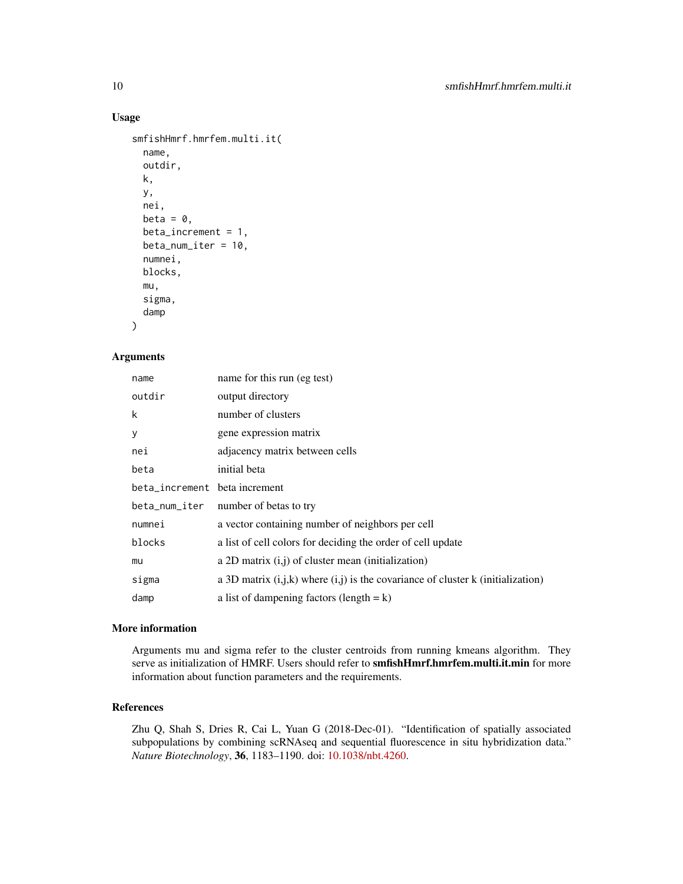### Usage

```
smfishHmrf.hmrfem.multi.it(
  name,
  outdir,
  k,
  y,
  nei,
  beta = 0,
  beta_increment = 1,
  beta_num_iter = 10,
  numnei,
  blocks,
  mu,
  sigma,
  damp
)
```

### Arguments

| | |
|---|---|
| name | name for this run (eg test) |
| outdir | output directory |
| k | number of clusters |
| y | gene expression matrix |
| nei | adjacency matrix between cells |
| beta | initial beta |
| beta_increment | beta increment |
| beta_num_iter | number of betas to try |
| numnei | a vector containing number of neighbors per cell |
| blocks | a list of cell colors for deciding the order of cell update |
| mu | a 2D matrix (i,j) of cluster mean (initialization) |
| sigma | a 3D matrix (i,j,k) where (i,j) is the covariance of cluster k (initialization) |
| damp | a list of dampening factors (length = k) |

### More information

Arguments mu and sigma refer to the cluster centroids from running kmeans algorithm. They serve as initialization of HMRF. Users should refer to **smfishHmrf.hmrfem.multi.it.min** for more information about function parameters and the requirements.

### References

Zhu Q, Shah S, Dries R, Cai L, Yuan G (2018-Dec-01). "Identification of spatially associated subpopulations by combining scRNAseq and sequential fluorescence in situ hybridization data." *Nature Biotechnology*, **36**, 1183–1190. doi: 10.1038/nbt.4260.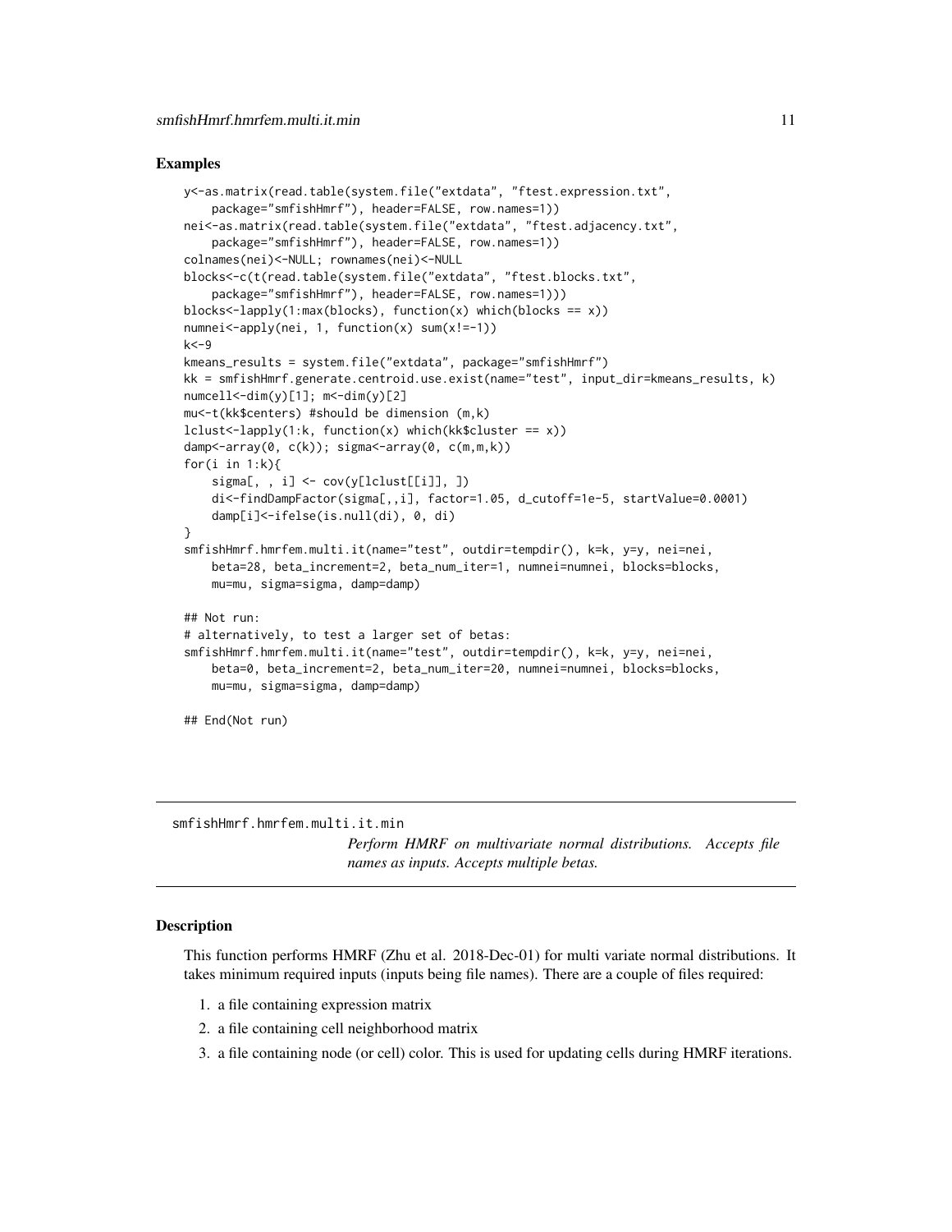### Examples

```
y<-as.matrix(read.table(system.file("extdata", "ftest.expression.txt",
    package="smfishHmrf"), header=FALSE, row.names=1))
nei<-as.matrix(read.table(system.file("extdata", "ftest.adjacency.txt",
    package="smfishHmrf"), header=FALSE, row.names=1))
colnames(nei)<-NULL; rownames(nei)<-NULL
blocks<-c(t(read.table(system.file("extdata", "ftest.blocks.txt",
    package="smfishHmrf"), header=FALSE, row.names=1)))
blocks<-lapply(1:max(blocks), function(x) which(blocks == x))
numnei<-apply(nei, 1, function(x) sum(x!=-1))
k<-9
kmeans_results = system.file("extdata", package="smfishHmrf")
kk = smfishHmrf.generate.centroid.use.exist(name="test", input_dir=kmeans_results, k)
numcell<-dim(y)[1]; m<-dim(y)[2]
mu<-t(kk$centers) #should be dimension (m,k)
lclust<-lapply(1:k, function(x) which(kk$cluster == x))
damp<-array(0, c(k)); sigma<-array(0, c(m,m,k))
for(i in 1:k){
    sigma[, , i] <- cov(y[lclust[[i]], ])
    di<-findDampFactor(sigma[,,i], factor=1.05, d_cutoff=1e-5, startValue=0.0001)
    damp[i]<-ifelse(is.null(di), 0, di)
}
smfishHmrf.hmrfem.multi.it(name="test", outdir=tempdir(), k=k, y=y, nei=nei,
    beta=28, beta_increment=2, beta_num_iter=1, numnei=numnei, blocks=blocks,
    mu=mu, sigma=sigma, damp=damp)

## Not run:
# alternatively, to test a larger set of betas:
smfishHmrf.hmrfem.multi.it(name="test", outdir=tempdir(), k=k, y=y, nei=nei,
    beta=0, beta_increment=2, beta_num_iter=20, numnei=numnei, blocks=blocks,
    mu=mu, sigma=sigma, damp=damp)

## End(Not run)
```

---

## smfishHmrf.hmrfem.multi.it.min

*Perform HMRF on multivariate normal distributions. Accepts file names as inputs. Accepts multiple betas.*

---

### Description

This function performs HMRF (Zhu et al. 2018-Dec-01) for multi variate normal distributions. It takes minimum required inputs (inputs being file names). There are a couple of files required:

1. a file containing expression matrix
2. a file containing cell neighborhood matrix
3. a file containing node (or cell) color. This is used for updating cells during HMRF iterations.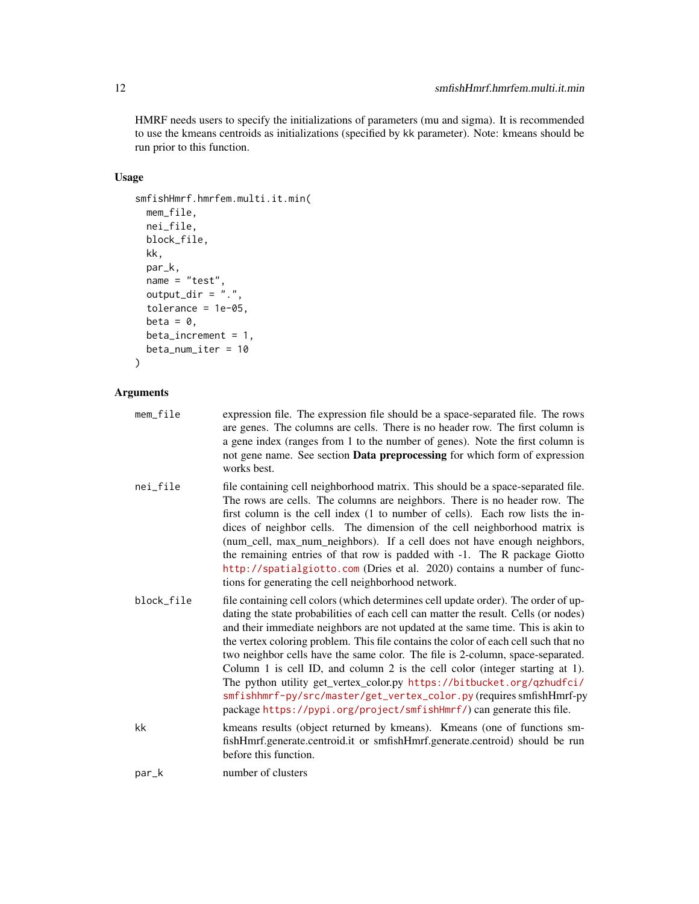HMRF needs users to specify the initializations of parameters (mu and sigma). It is recommended to use the kmeans centroids as initializations (specified by kk parameter). Note: kmeans should be run prior to this function.

## Usage

```
smfishHmrf.hmrfem.multi.it.min(
  mem_file,
  nei_file,
  block_file,
  kk,
  par_k,
  name = "test",
  output_dir = ".",
  tolerance = 1e-05,
  beta = 0,
  beta_increment = 1,
  beta_num_iter = 10
)
```

## Arguments

| | |
|---|---|
| mem_file | expression file. The expression file should be a space-separated file. The rows are genes. The columns are cells. There is no header row. The first column is a gene index (ranges from 1 to the number of genes). Note the first column is not gene name. See section **Data preprocessing** for which form of expression works best. |
| nei_file | file containing cell neighborhood matrix. This should be a space-separated file. The rows are cells. The columns are neighbors. There is no header row. The first column is the cell index (1 to number of cells). Each row lists the indices of neighbor cells. The dimension of the cell neighborhood matrix is (num_cell, max_num_neighbors). If a cell does not have enough neighbors, the remaining entries of that row is padded with -1. The R package Giotto http://spatialgiotto.com (Dries et al. 2020) contains a number of functions for generating the cell neighborhood network. |
| block_file | file containing cell colors (which determines cell update order). The order of updating the state probabilities of each cell can matter the result. Cells (or nodes) and their immediate neighbors are not updated at the same time. This is akin to the vertex coloring problem. This file contains the color of each cell such that no two neighbor cells have the same color. The file is 2-column, space-separated. Column 1 is cell ID, and column 2 is the cell color (integer starting at 1). The python utility get_vertex_color.py https://bitbucket.org/qzhudfci/smfishhmrf-py/src/master/get_vertex_color.py (requires smfishHmrf-py package https://pypi.org/project/smfishHmrf/) can generate this file. |
| kk | kmeans results (object returned by kmeans). Kmeans (one of functions smfishHmrf.generate.centroid.it or smfishHmrf.generate.centroid) should be run before this function. |
| par_k | number of clusters |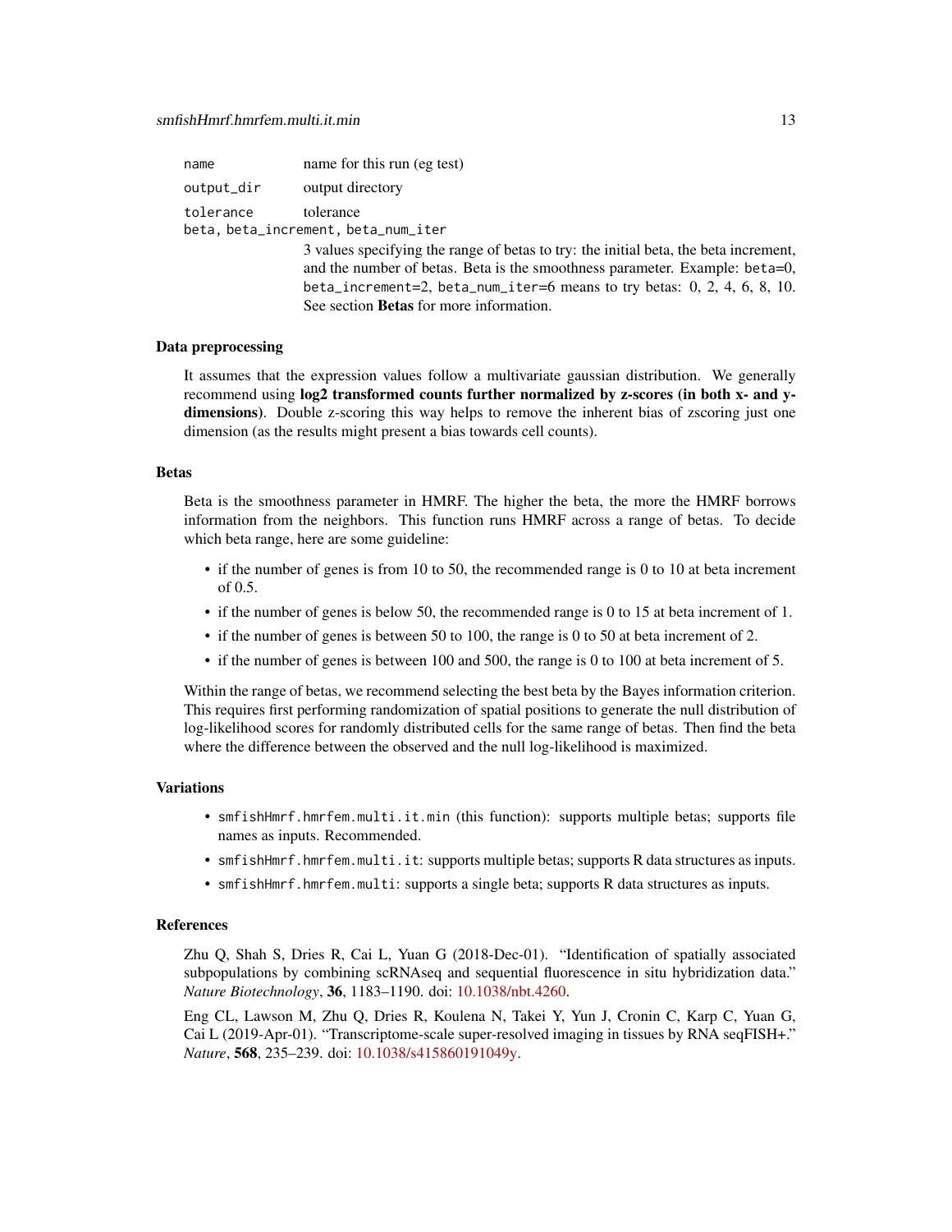| | |
|---|---|
| `name` | name for this run (eg test) |
| `output_dir` | output directory |
| `tolerance` | tolerance |
| `beta, beta_increment, beta_num_iter` | 3 values specifying the range of betas to try: the initial beta, the beta increment, and the number of betas. Beta is the smoothness parameter. Example: `beta=0`, `beta_increment=2`, `beta_num_iter=6` means to try betas: 0, 2, 4, 6, 8, 10. See section **Betas** for more information. |

## Data preprocessing

It assumes that the expression values follow a multivariate gaussian distribution. We generally recommend using **log2 transformed counts further normalized by z-scores (in both x- and y-dimensions)**. Double z-scoring this way helps to remove the inherent bias of zscoring just one dimension (as the results might present a bias towards cell counts).

## Betas

Beta is the smoothness parameter in HMRF. The higher the beta, the more the HMRF borrows information from the neighbors. This function runs HMRF across a range of betas. To decide which beta range, here are some guideline:

- if the number of genes is from 10 to 50, the recommended range is 0 to 10 at beta increment of 0.5.
- if the number of genes is below 50, the recommended range is 0 to 15 at beta increment of 1.
- if the number of genes is between 50 to 100, the range is 0 to 50 at beta increment of 2.
- if the number of genes is between 100 and 500, the range is 0 to 100 at beta increment of 5.

Within the range of betas, we recommend selecting the best beta by the Bayes information criterion. This requires first performing randomization of spatial positions to generate the null distribution of log-likelihood scores for randomly distributed cells for the same range of betas. Then find the beta where the difference between the observed and the null log-likelihood is maximized.

## Variations

- `smfishHmrf.hmrfem.multi.it.min` (this function): supports multiple betas; supports file names as inputs. Recommended.
- `smfishHmrf.hmrfem.multi.it`: supports multiple betas; supports R data structures as inputs.
- `smfishHmrf.hmrfem.multi`: supports a single beta; supports R data structures as inputs.

## References

Zhu Q, Shah S, Dries R, Cai L, Yuan G (2018-Dec-01). "Identification of spatially associated subpopulations by combining scRNAseq and sequential fluorescence in situ hybridization data." *Nature Biotechnology*, **36**, 1183–1190. doi: 10.1038/nbt.4260.

Eng CL, Lawson M, Zhu Q, Dries R, Koulena N, Takei Y, Yun J, Cronin C, Karp C, Yuan G, Cai L (2019-Apr-01). "Transcriptome-scale super-resolved imaging in tissues by RNA seqFISH+." *Nature*, **568**, 235–239. doi: 10.1038/s415860191049y.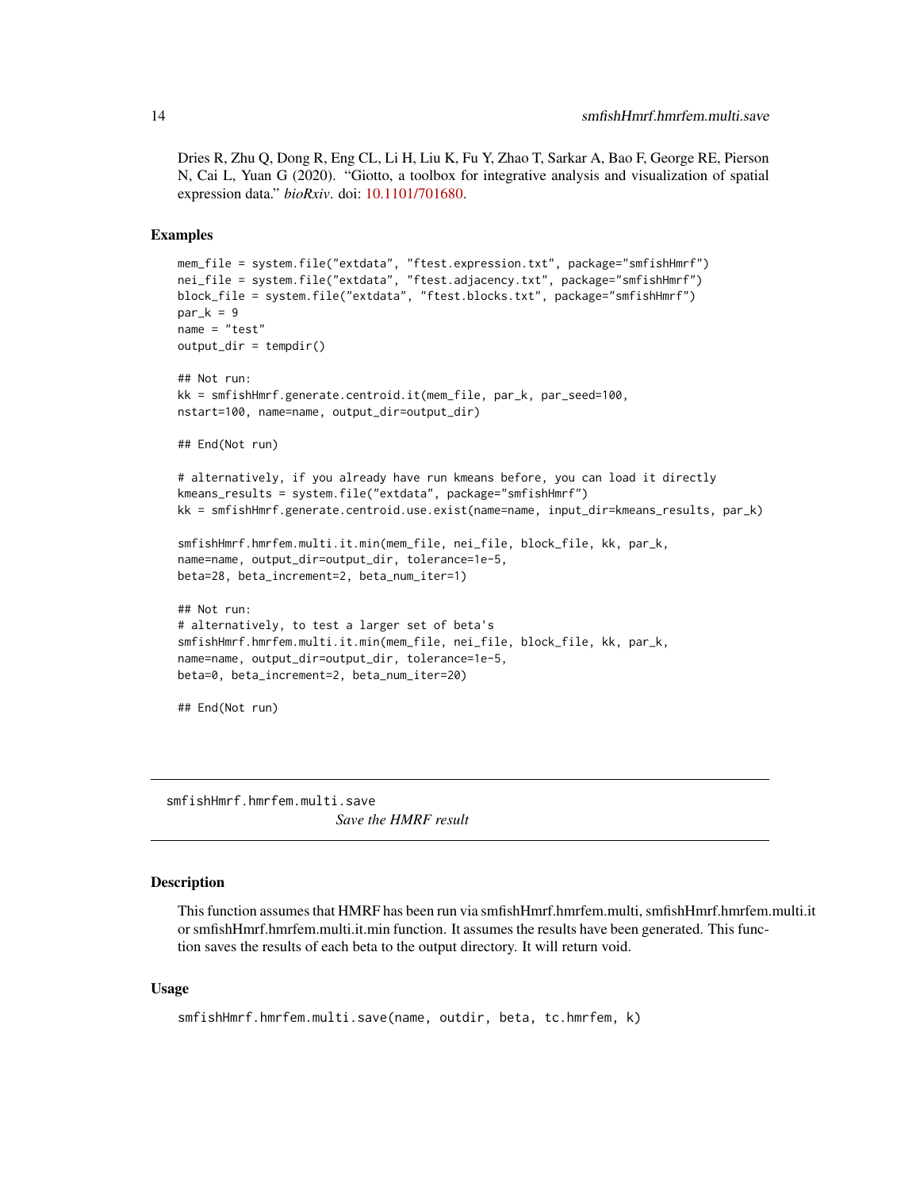Dries R, Zhu Q, Dong R, Eng CL, Li H, Liu K, Fu Y, Zhao T, Sarkar A, Bao F, George RE, Pierson N, Cai L, Yuan G (2020). "Giotto, a toolbox for integrative analysis and visualization of spatial expression data." *bioRxiv*. doi: 10.1101/701680.

### Examples

```
mem_file = system.file("extdata", "ftest.expression.txt", package="smfishHmrf")
nei_file = system.file("extdata", "ftest.adjacency.txt", package="smfishHmrf")
block_file = system.file("extdata", "ftest.blocks.txt", package="smfishHmrf")
par_k = 9
name = "test"
output_dir = tempdir()

## Not run:
kk = smfishHmrf.generate.centroid.it(mem_file, par_k, par_seed=100,
nstart=100, name=name, output_dir=output_dir)

## End(Not run)

# alternatively, if you already have run kmeans before, you can load it directly
kmeans_results = system.file("extdata", package="smfishHmrf")
kk = smfishHmrf.generate.centroid.use.exist(name=name, input_dir=kmeans_results, par_k)

smfishHmrf.hmrfem.multi.it.min(mem_file, nei_file, block_file, kk, par_k,
name=name, output_dir=output_dir, tolerance=1e-5,
beta=28, beta_increment=2, beta_num_iter=1)

## Not run:
# alternatively, to test a larger set of beta's
smfishHmrf.hmrfem.multi.it.min(mem_file, nei_file, block_file, kk, par_k,
name=name, output_dir=output_dir, tolerance=1e-5,
beta=0, beta_increment=2, beta_num_iter=20)

## End(Not run)
```

## smfishHmrf.hmrfem.multi.save

*Save the HMRF result*

### Description

This function assumes that HMRF has been run via smfishHmrf.hmrfem.multi, smfishHmrf.hmrfem.multi.it or smfishHmrf.hmrfem.multi.it.min function. It assumes the results have been generated. This function saves the results of each beta to the output directory. It will return void.

### Usage

```
smfishHmrf.hmrfem.multi.save(name, outdir, beta, tc.hmrfem, k)
```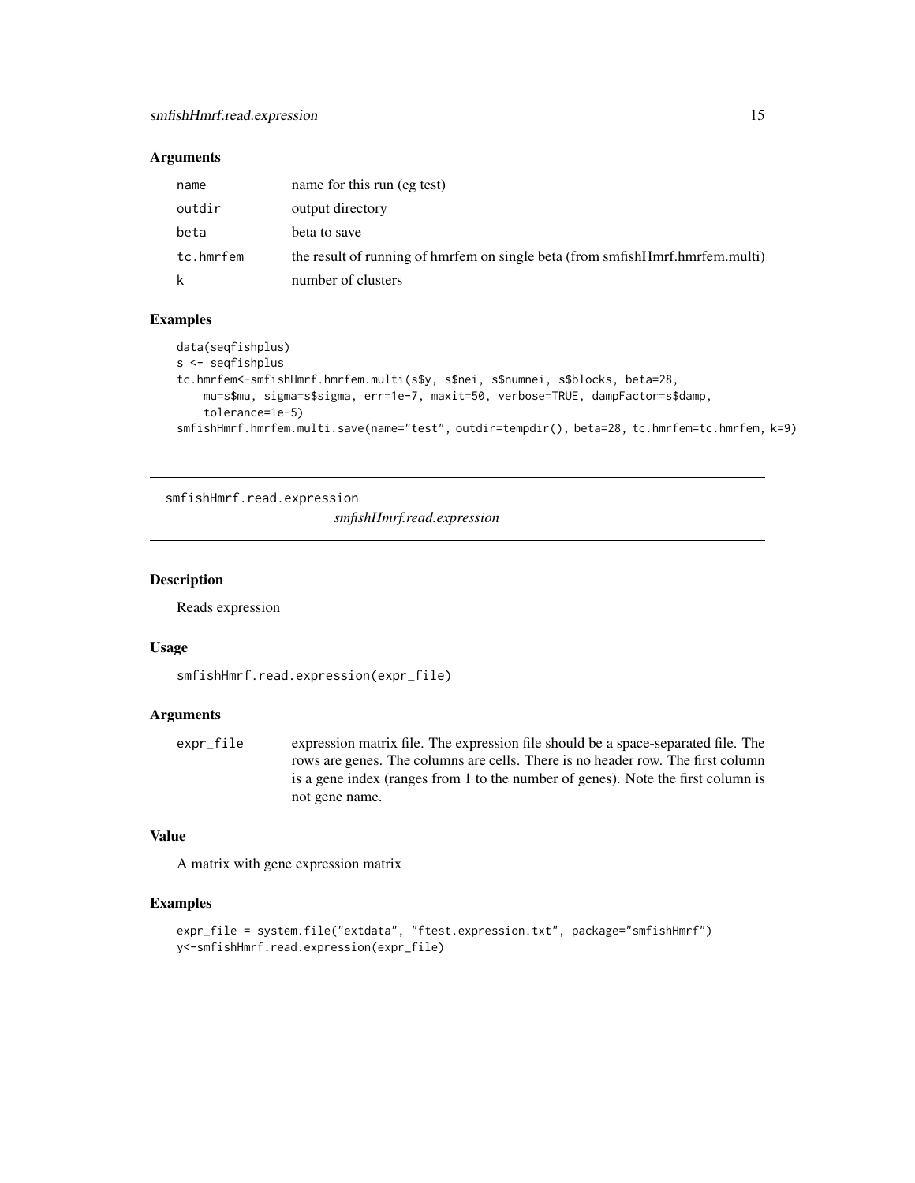### Arguments

| | |
|---|---|
| name | name for this run (eg test) |
| outdir | output directory |
| beta | beta to save |
| tc.hmrfem | the result of running of hmrfem on single beta (from smfishHmrf.hmrfem.multi) |
| k | number of clusters |

### Examples

```
data(seqfishplus)
s <- seqfishplus
tc.hmrfem<-smfishHmrf.hmrfem.multi(s$y, s$nei, s$numnei, s$blocks, beta=28,
    mu=s$mu, sigma=s$sigma, err=1e-7, maxit=50, verbose=TRUE, dampFactor=s$damp,
    tolerance=1e-5)
smfishHmrf.hmrfem.multi.save(name="test", outdir=tempdir(), beta=28, tc.hmrfem=tc.hmrfem, k=9)
```

---

## smfishHmrf.read.expression

*smfishHmrf.read.expression*

### Description

Reads expression

### Usage

```
smfishHmrf.read.expression(expr_file)
```

### Arguments

| | |
|---|---|
| expr_file | expression matrix file. The expression file should be a space-separated file. The rows are genes. The columns are cells. There is no header row. The first column is a gene index (ranges from 1 to the number of genes). Note the first column is not gene name. |

### Value

A matrix with gene expression matrix

### Examples

```
expr_file = system.file("extdata", "ftest.expression.txt", package="smfishHmrf")
y<-smfishHmrf.read.expression(expr_file)
```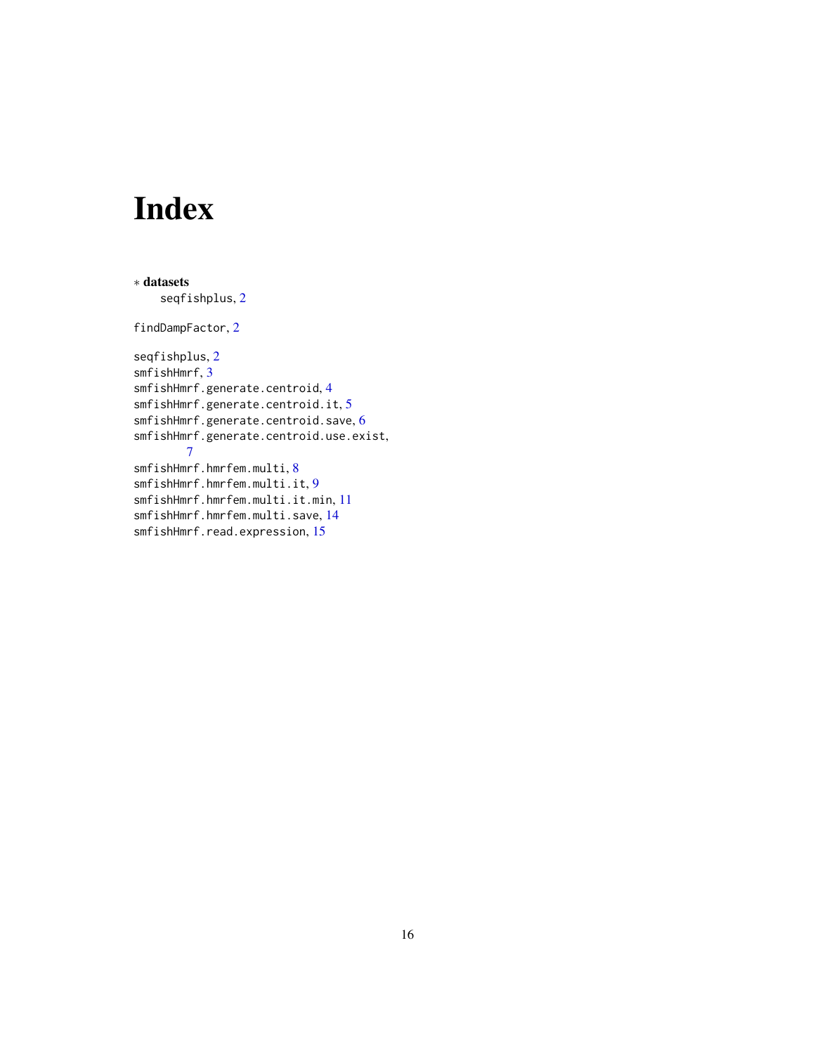# Index

∗ **datasets**
    seqfishplus, 2

findDampFactor, 2

seqfishplus, 2
smfishHmrf, 3
smfishHmrf.generate.centroid, 4
smfishHmrf.generate.centroid.it, 5
smfishHmrf.generate.centroid.save, 6
smfishHmrf.generate.centroid.use.exist, 7
smfishHmrf.hmrfem.multi, 8
smfishHmrf.hmrfem.multi.it, 9
smfishHmrf.hmrfem.multi.it.min, 11
smfishHmrf.hmrfem.multi.save, 14
smfishHmrf.read.expression, 15